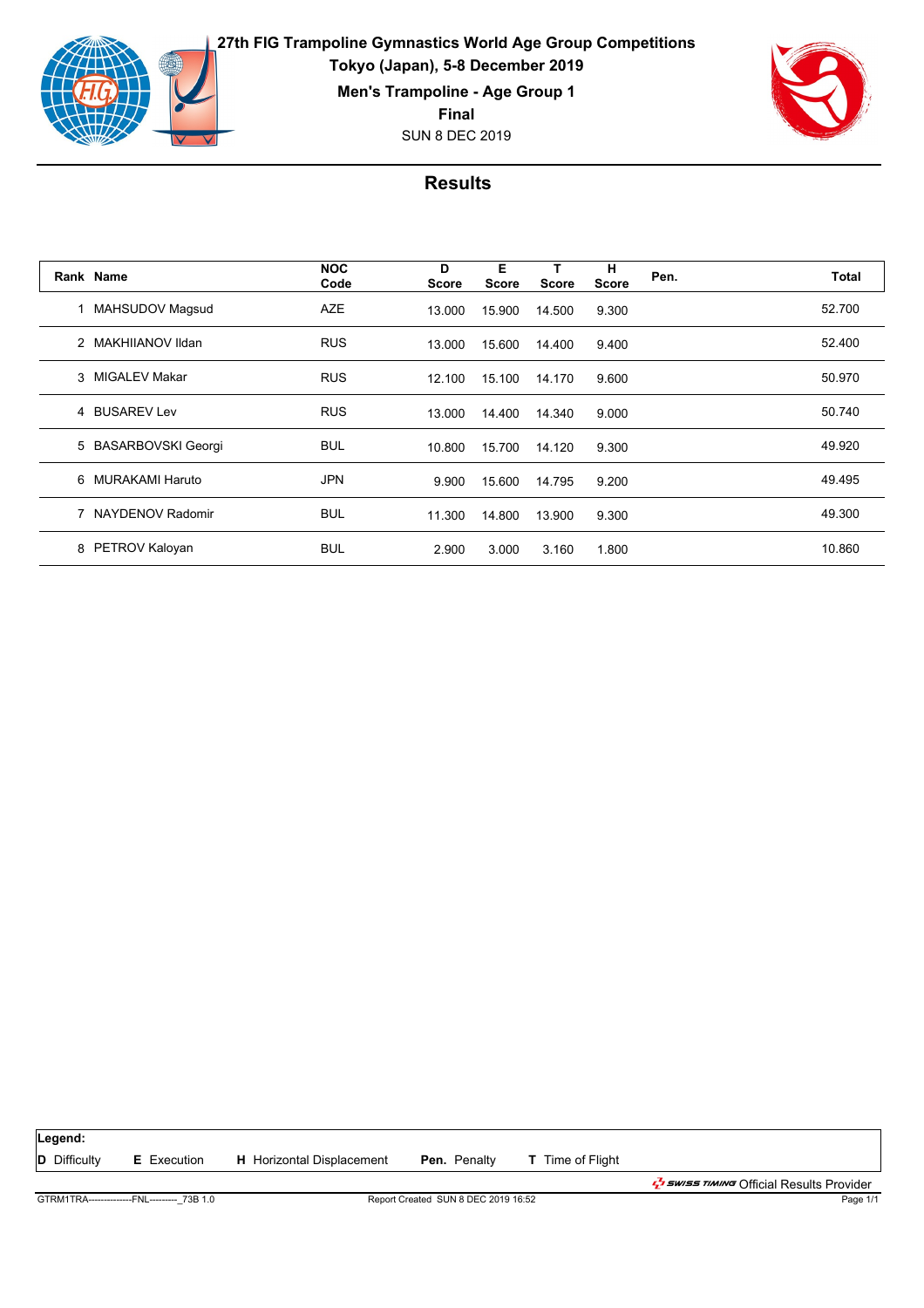# 27th FIG Trampoline Gymnastics World Age Group Competitions

**Tokyo (Japan), 5-8 December 2019**

**Men's Trampoline - Age Group 1**

**Final**

SUN 8 DEC 2019

## Results

| Rank | Name | NOC Code | D Score | E Score | T Score | H Score | Pen. | Total |
|---|---|---|---|---|---|---|---|---|
| 1 | MAHSUDOV Magsud | AZE | 13.000 | 15.900 | 14.500 | 9.300 | | 52.700 |
| 2 | MAKHIIANOV Ildan | RUS | 13.000 | 15.600 | 14.400 | 9.400 | | 52.400 |
| 3 | MIGALEV Makar | RUS | 12.100 | 15.100 | 14.170 | 9.600 | | 50.970 |
| 4 | BUSAREV Lev | RUS | 13.000 | 14.400 | 14.340 | 9.000 | | 50.740 |
| 5 | BASARBOVSKI Georgi | BUL | 10.800 | 15.700 | 14.120 | 9.300 | | 49.920 |
| 6 | MURAKAMI Haruto | JPN | 9.900 | 15.600 | 14.795 | 9.200 | | 49.495 |
| 7 | NAYDENOV Radomir | BUL | 11.300 | 14.800 | 13.900 | 9.300 | | 49.300 |
| 8 | PETROV Kaloyan | BUL | 2.900 | 3.000 | 3.160 | 1.800 | | 10.860 |

**Legend:**
**D** Difficulty **E** Execution **H** Horizontal Displacement **Pen.** Penalty **T** Time of Flight

SWISS TIMING Official Results Provider

GTRM1TRA--------------FNL---------_73B 1.0 Report Created SUN 8 DEC 2019 16:52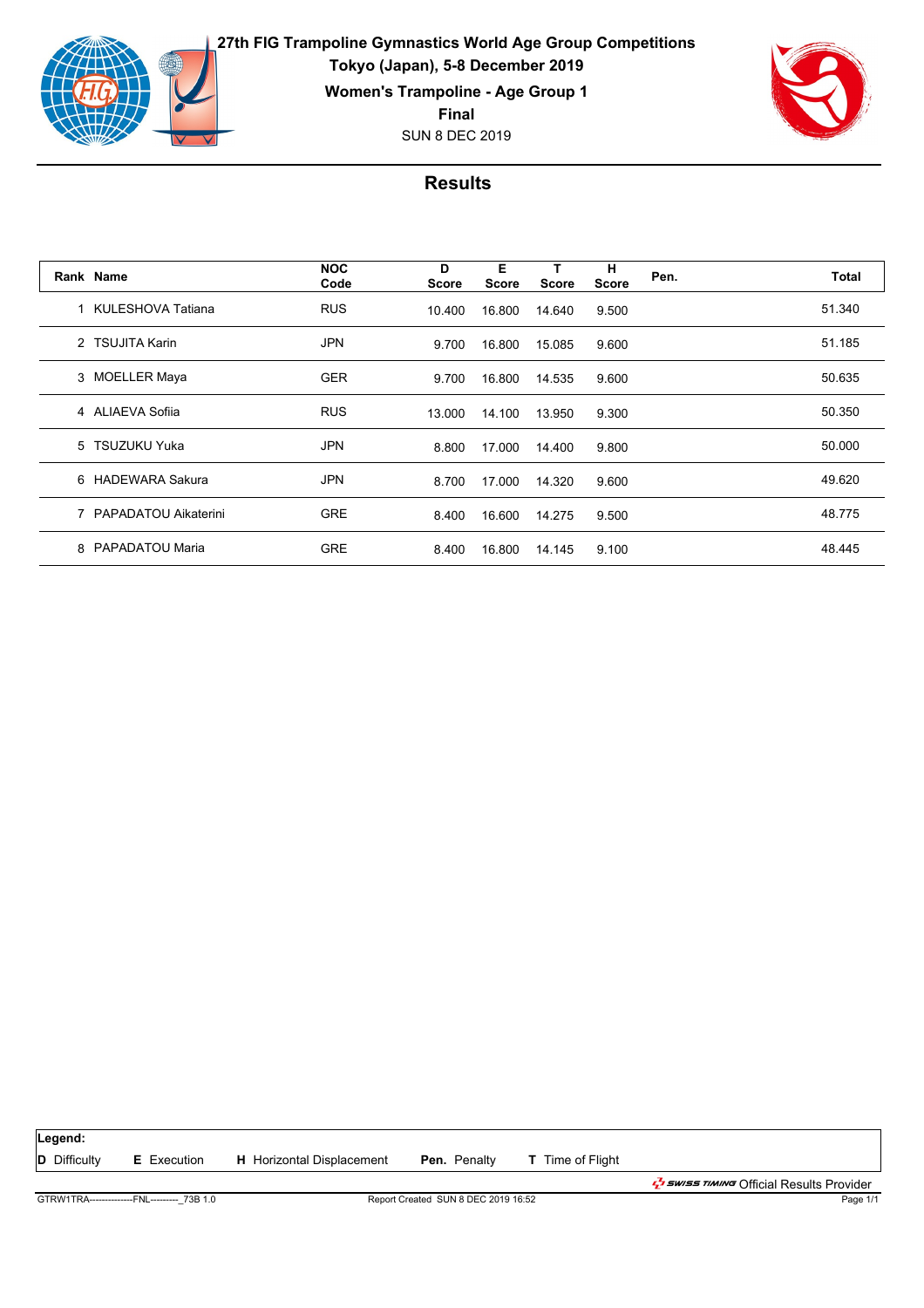# 27th FIG Trampoline Gymnastics World Age Group Competitions

**Tokyo (Japan), 5-8 December 2019**

**Women's Trampoline - Age Group 1**

**Final**

SUN 8 DEC 2019

## Results

| Rank | Name | NOC Code | D Score | E Score | T Score | H Score | Pen. | Total |
|---|---|---|---|---|---|---|---|---|
| 1 | KULESHOVA Tatiana | RUS | 10.400 | 16.800 | 14.640 | 9.500 | | 51.340 |
| 2 | TSUJITA Karin | JPN | 9.700 | 16.800 | 15.085 | 9.600 | | 51.185 |
| 3 | MOELLER Maya | GER | 9.700 | 16.800 | 14.535 | 9.600 | | 50.635 |
| 4 | ALIAEVA Sofiia | RUS | 13.000 | 14.100 | 13.950 | 9.300 | | 50.350 |
| 5 | TSUZUKU Yuka | JPN | 8.800 | 17.000 | 14.400 | 9.800 | | 50.000 |
| 6 | HADEWARA Sakura | JPN | 8.700 | 17.000 | 14.320 | 9.600 | | 49.620 |
| 7 | PAPADATOU Aikaterini | GRE | 8.400 | 16.600 | 14.275 | 9.500 | | 48.775 |
| 8 | PAPADATOU Maria | GRE | 8.400 | 16.800 | 14.145 | 9.100 | | 48.445 |

**Legend:**
**D** Difficulty **E** Execution **H** Horizontal Displacement **Pen.** Penalty **T** Time of Flight

SWISS TIMING Official Results Provider

GTRW1TRA--------------FNL---------_73B 1.0 Report Created SUN 8 DEC 2019 16:52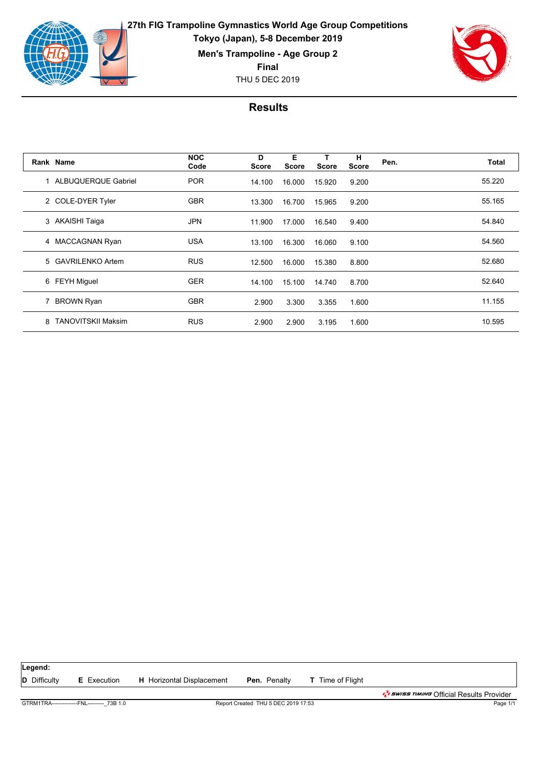# 27th FIG Trampoline Gymnastics World Age Group Competitions

**Tokyo (Japan), 5-8 December 2019**

**Men's Trampoline - Age Group 2**

**Final**

THU 5 DEC 2019

## Results

| Rank | Name | NOC Code | D Score | E Score | T Score | H Score | Pen. | Total |
|---|---|---|---|---|---|---|---|---|
| 1 | ALBUQUERQUE Gabriel | POR | 14.100 | 16.000 | 15.920 | 9.200 | | 55.220 |
| 2 | COLE-DYER Tyler | GBR | 13.300 | 16.700 | 15.965 | 9.200 | | 55.165 |
| 3 | AKAISHI Taiga | JPN | 11.900 | 17.000 | 16.540 | 9.400 | | 54.840 |
| 4 | MACCAGNAN Ryan | USA | 13.100 | 16.300 | 16.060 | 9.100 | | 54.560 |
| 5 | GAVRILENKO Artem | RUS | 12.500 | 16.000 | 15.380 | 8.800 | | 52.680 |
| 6 | FEYH Miguel | GER | 14.100 | 15.100 | 14.740 | 8.700 | | 52.640 |
| 7 | BROWN Ryan | GBR | 2.900 | 3.300 | 3.355 | 1.600 | | 11.155 |
| 8 | TANOVITSKII Maksim | RUS | 2.900 | 2.900 | 3.195 | 1.600 | | 10.595 |

**Legend:**

**D** Difficulty **E** Execution **H** Horizontal Displacement **Pen.** Penalty **T** Time of Flight

SWISS TIMING Official Results Provider

GTRM1TRA--------------FNL---------_73B 1.0 Report Created THU 5 DEC 2019 17:53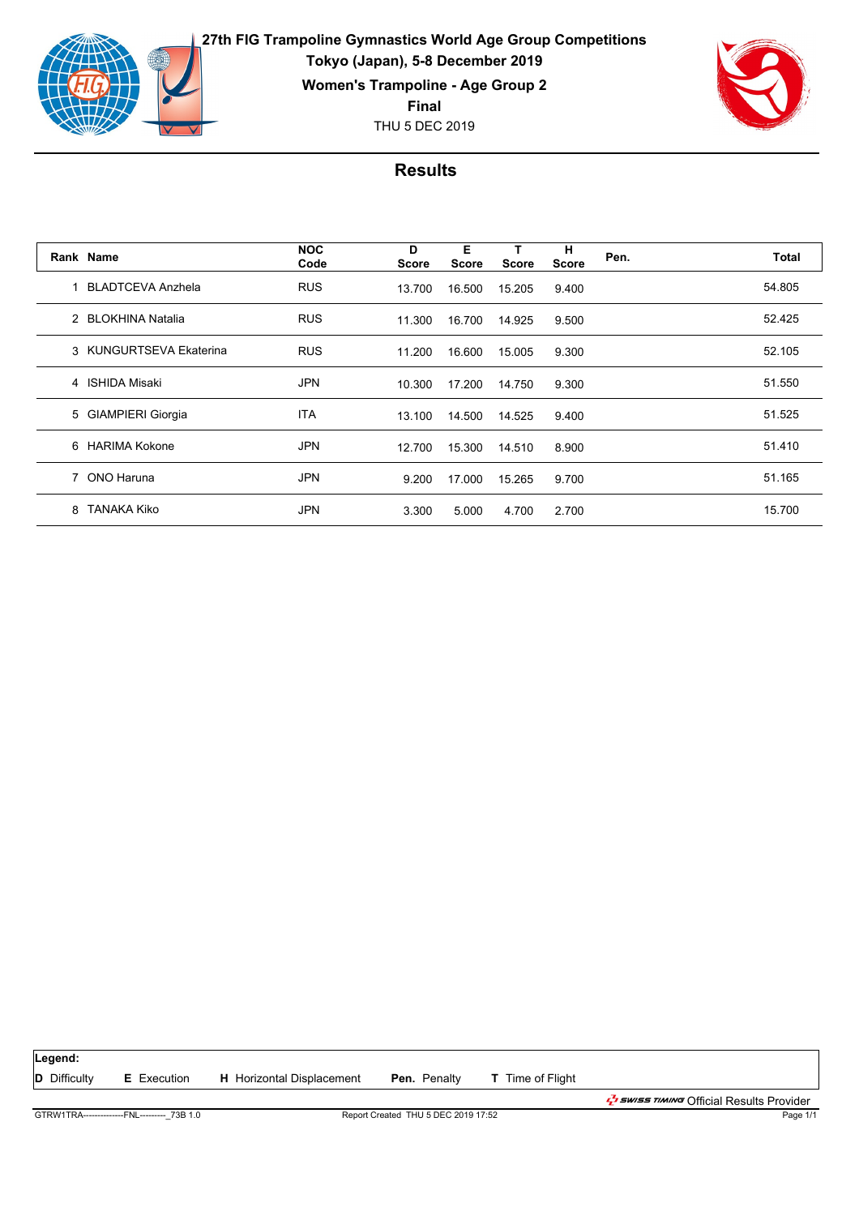**27th FIG Trampoline Gymnastics World Age Group Competitions**
**Tokyo (Japan), 5-8 December 2019**
**Women's Trampoline - Age Group 2**
**Final**
THU 5 DEC 2019

## Results

| Rank | Name | NOC Code | D Score | E Score | T Score | H Score | Pen. | Total |
|---|---|---|---|---|---|---|---|---|
| 1 | BLADTCEVA Anzhela | RUS | 13.700 | 16.500 | 15.205 | 9.400 | | 54.805 |
| 2 | BLOKHINA Natalia | RUS | 11.300 | 16.700 | 14.925 | 9.500 | | 52.425 |
| 3 | KUNGURTSEVA Ekaterina | RUS | 11.200 | 16.600 | 15.005 | 9.300 | | 52.105 |
| 4 | ISHIDA Misaki | JPN | 10.300 | 17.200 | 14.750 | 9.300 | | 51.550 |
| 5 | GIAMPIERI Giorgia | ITA | 13.100 | 14.500 | 14.525 | 9.400 | | 51.525 |
| 6 | HARIMA Kokone | JPN | 12.700 | 15.300 | 14.510 | 8.900 | | 51.410 |
| 7 | ONO Haruna | JPN | 9.200 | 17.000 | 15.265 | 9.700 | | 51.165 |
| 8 | TANAKA Kiko | JPN | 3.300 | 5.000 | 4.700 | 2.700 | | 15.700 |

**Legend:**
**D** Difficulty **E** Execution **H** Horizontal Displacement **Pen.** Penalty **T** Time of Flight

SWISS TIMING Official Results Provider

GTRW1TRA--------------FNL---------_73B 1.0 Report Created THU 5 DEC 2019 17:52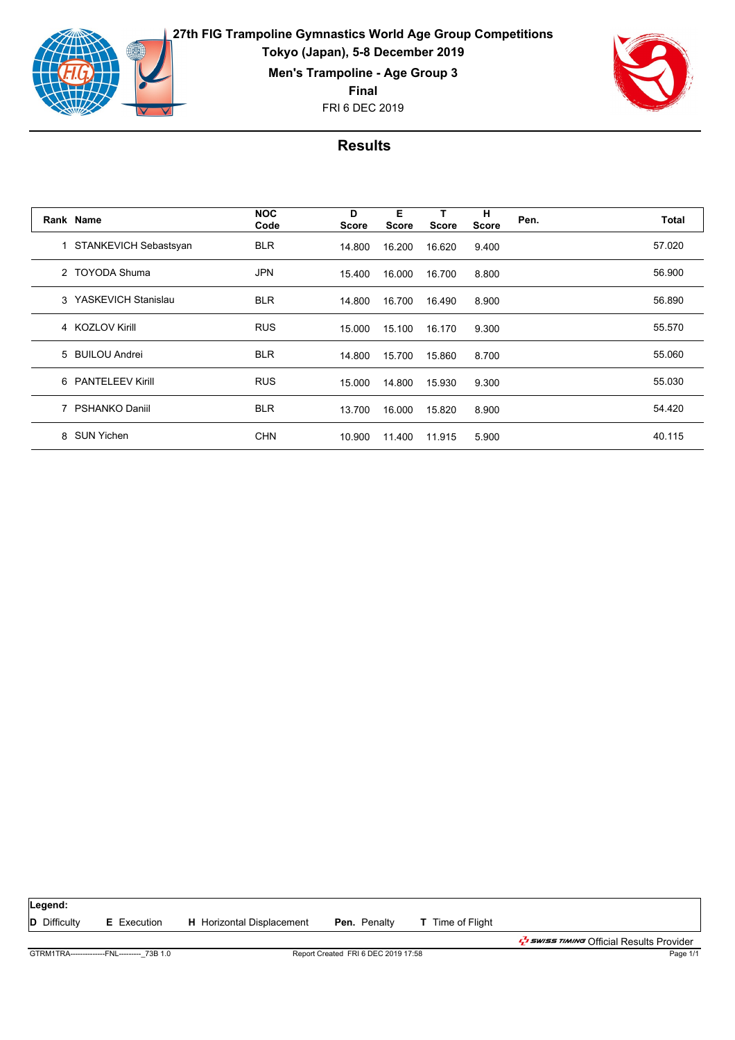**27th FIG Trampoline Gymnastics World Age Group Competitions**

**Tokyo (Japan), 5-8 December 2019**

**Men's Trampoline - Age Group 3**

**Final**

FRI 6 DEC 2019

## Results

| Rank | Name | NOC Code | D Score | E Score | T Score | H Score | Pen. | Total |
|---|---|---|---|---|---|---|---|---|
| 1 | STANKEVICH Sebastsyan | BLR | 14.800 | 16.200 | 16.620 | 9.400 | | 57.020 |
| 2 | TOYODA Shuma | JPN | 15.400 | 16.000 | 16.700 | 8.800 | | 56.900 |
| 3 | YASKEVICH Stanislau | BLR | 14.800 | 16.700 | 16.490 | 8.900 | | 56.890 |
| 4 | KOZLOV Kirill | RUS | 15.000 | 15.100 | 16.170 | 9.300 | | 55.570 |
| 5 | BUILOU Andrei | BLR | 14.800 | 15.700 | 15.860 | 8.700 | | 55.060 |
| 6 | PANTELEEV Kirill | RUS | 15.000 | 14.800 | 15.930 | 9.300 | | 55.030 |
| 7 | PSHANKO Daniil | BLR | 13.700 | 16.000 | 15.820 | 8.900 | | 54.420 |
| 8 | SUN Yichen | CHN | 10.900 | 11.400 | 11.915 | 5.900 | | 40.115 |

**Legend:**

**D** Difficulty **E** Execution **H** Horizontal Displacement **Pen.** Penalty **T** Time of Flight

SWISS TIMING Official Results Provider

GTRM1TRA--------------FNL---------_73B 1.0 Report Created FRI 6 DEC 2019 17:58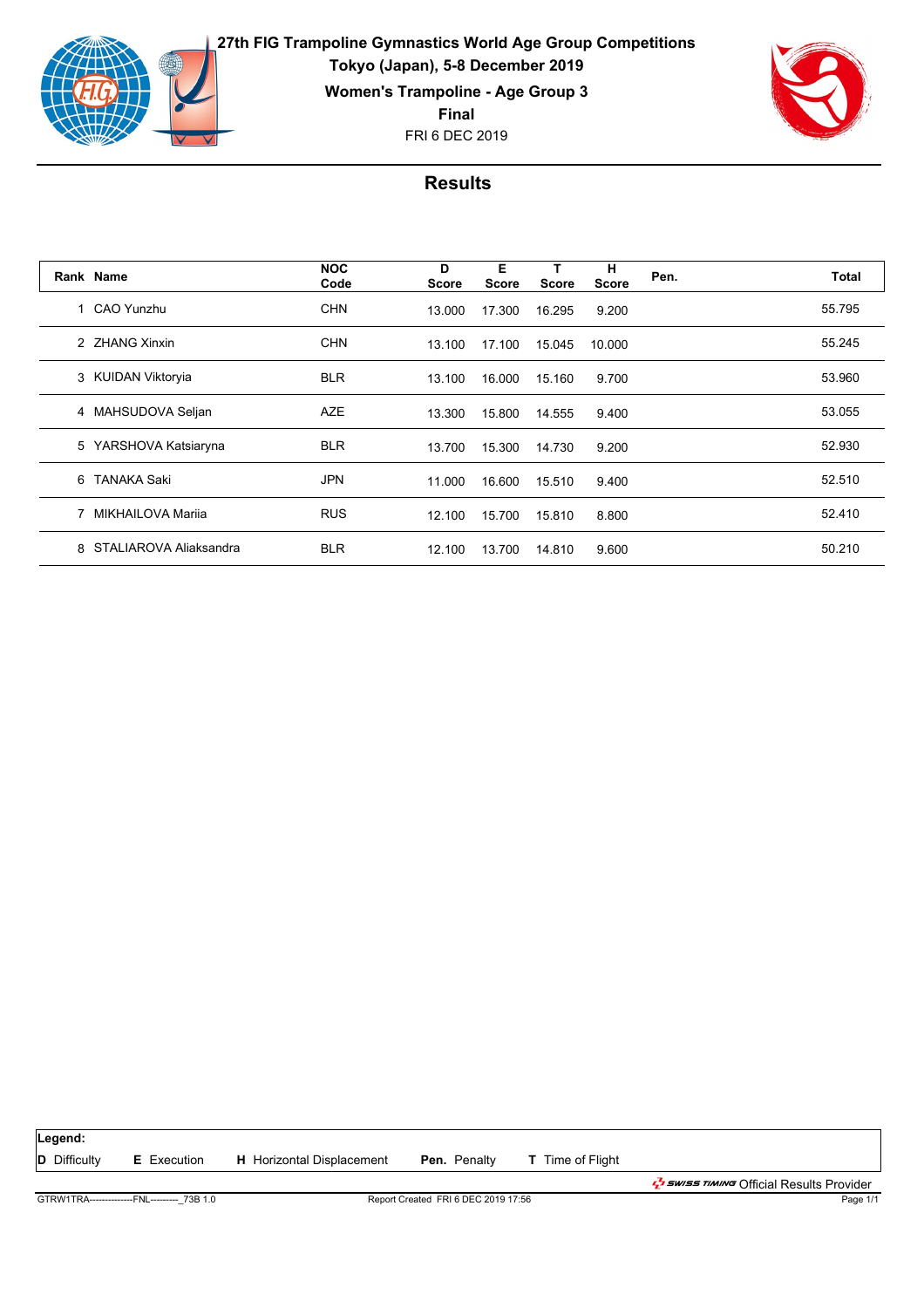**27th FIG Trampoline Gymnastics World Age Group Competitions**

**Tokyo (Japan), 5-8 December 2019**

**Women's Trampoline - Age Group 3**

**Final**

FRI 6 DEC 2019

## Results

| Rank | Name | NOC Code | D Score | E Score | T Score | H Score | Pen. | Total |
|---|---|---|---|---|---|---|---|---|
| 1 | CAO Yunzhu | CHN | 13.000 | 17.300 | 16.295 | 9.200 | | 55.795 |
| 2 | ZHANG Xinxin | CHN | 13.100 | 17.100 | 15.045 | 10.000 | | 55.245 |
| 3 | KUIDAN Viktoryia | BLR | 13.100 | 16.000 | 15.160 | 9.700 | | 53.960 |
| 4 | MAHSUDOVA Seljan | AZE | 13.300 | 15.800 | 14.555 | 9.400 | | 53.055 |
| 5 | YARSHOVA Katsiaryna | BLR | 13.700 | 15.300 | 14.730 | 9.200 | | 52.930 |
| 6 | TANAKA Saki | JPN | 11.000 | 16.600 | 15.510 | 9.400 | | 52.510 |
| 7 | MIKHAILOVA Mariia | RUS | 12.100 | 15.700 | 15.810 | 8.800 | | 52.410 |
| 8 | STALIAROVA Aliaksandra | BLR | 12.100 | 13.700 | 14.810 | 9.600 | | 50.210 |

**Legend:**

**D** Difficulty **E** Execution **H** Horizontal Displacement **Pen.** Penalty **T** Time of Flight

SWISS TIMING Official Results Provider

GTRW1TRA--------------FNL---------_73B 1.0 Report Created FRI 6 DEC 2019 17:56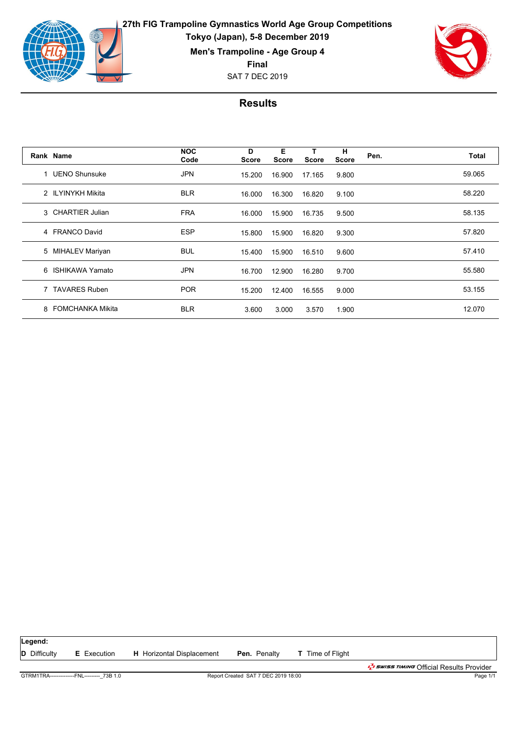**27th FIG Trampoline Gymnastics World Age Group Competitions**

**Tokyo (Japan), 5-8 December 2019**

**Men's Trampoline - Age Group 4**

**Final**

SAT 7 DEC 2019

## Results

| Rank | Name | NOC Code | D Score | E Score | T Score | H Score | Pen. | Total |
|---|---|---|---|---|---|---|---|---|
| 1 | UENO Shunsuke | JPN | 15.200 | 16.900 | 17.165 | 9.800 | | 59.065 |
| 2 | ILYINYKH Mikita | BLR | 16.000 | 16.300 | 16.820 | 9.100 | | 58.220 |
| 3 | CHARTIER Julian | FRA | 16.000 | 15.900 | 16.735 | 9.500 | | 58.135 |
| 4 | FRANCO David | ESP | 15.800 | 15.900 | 16.820 | 9.300 | | 57.820 |
| 5 | MIHALEV Mariyan | BUL | 15.400 | 15.900 | 16.510 | 9.600 | | 57.410 |
| 6 | ISHIKAWA Yamato | JPN | 16.700 | 12.900 | 16.280 | 9.700 | | 55.580 |
| 7 | TAVARES Ruben | POR | 15.200 | 12.400 | 16.555 | 9.000 | | 53.155 |
| 8 | FOMCHANKA Mikita | BLR | 3.600 | 3.000 | 3.570 | 1.900 | | 12.070 |

**Legend:**

**D** Difficulty **E** Execution **H** Horizontal Displacement **Pen.** Penalty **T** Time of Flight

SWISS TIMING Official Results Provider

GTRM1TRA--------------FNL---------_73B 1.0 Report Created SAT 7 DEC 2019 18:00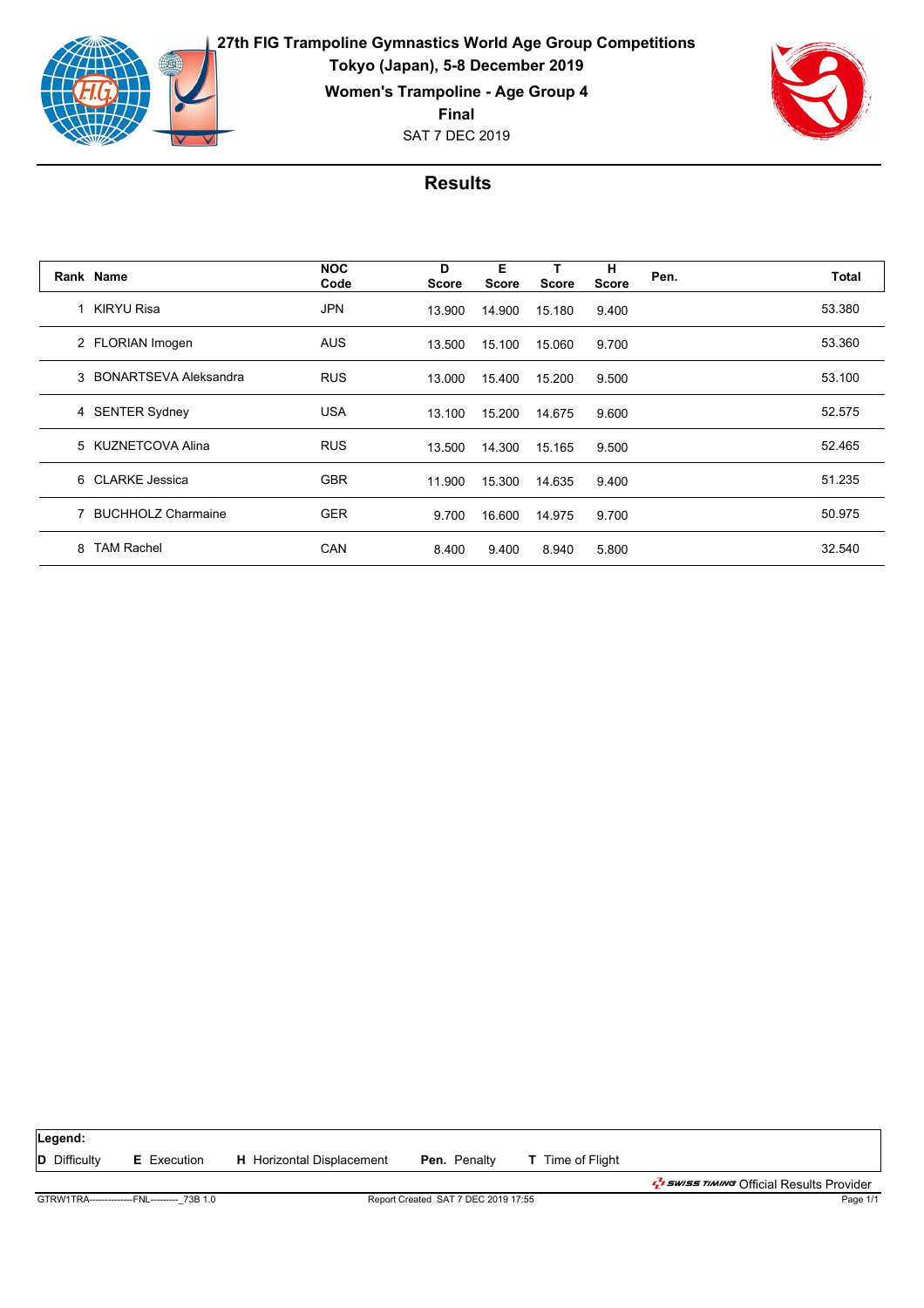**27th FIG Trampoline Gymnastics World Age Group Competitions**

**Tokyo (Japan), 5-8 December 2019**

**Women's Trampoline - Age Group 4**

**Final**

SAT 7 DEC 2019

## Results

| Rank | Name | NOC Code | D Score | E Score | T Score | H Score | Pen. | Total |
|---|---|---|---|---|---|---|---|---|
| 1 | KIRYU Risa | JPN | 13.900 | 14.900 | 15.180 | 9.400 | | 53.380 |
| 2 | FLORIAN Imogen | AUS | 13.500 | 15.100 | 15.060 | 9.700 | | 53.360 |
| 3 | BONARTSEVA Aleksandra | RUS | 13.000 | 15.400 | 15.200 | 9.500 | | 53.100 |
| 4 | SENTER Sydney | USA | 13.100 | 15.200 | 14.675 | 9.600 | | 52.575 |
| 5 | KUZNETCOVA Alina | RUS | 13.500 | 14.300 | 15.165 | 9.500 | | 52.465 |
| 6 | CLARKE Jessica | GBR | 11.900 | 15.300 | 14.635 | 9.400 | | 51.235 |
| 7 | BUCHHOLZ Charmaine | GER | 9.700 | 16.600 | 14.975 | 9.700 | | 50.975 |
| 8 | TAM Rachel | CAN | 8.400 | 9.400 | 8.940 | 5.800 | | 32.540 |

**Legend:**

**D** Difficulty **E** Execution **H** Horizontal Displacement **Pen.** Penalty **T** Time of Flight

SWISS TIMING Official Results Provider

GTRW1TRA--------------FNL---------_73B 1.0 Report Created SAT 7 DEC 2019 17:55